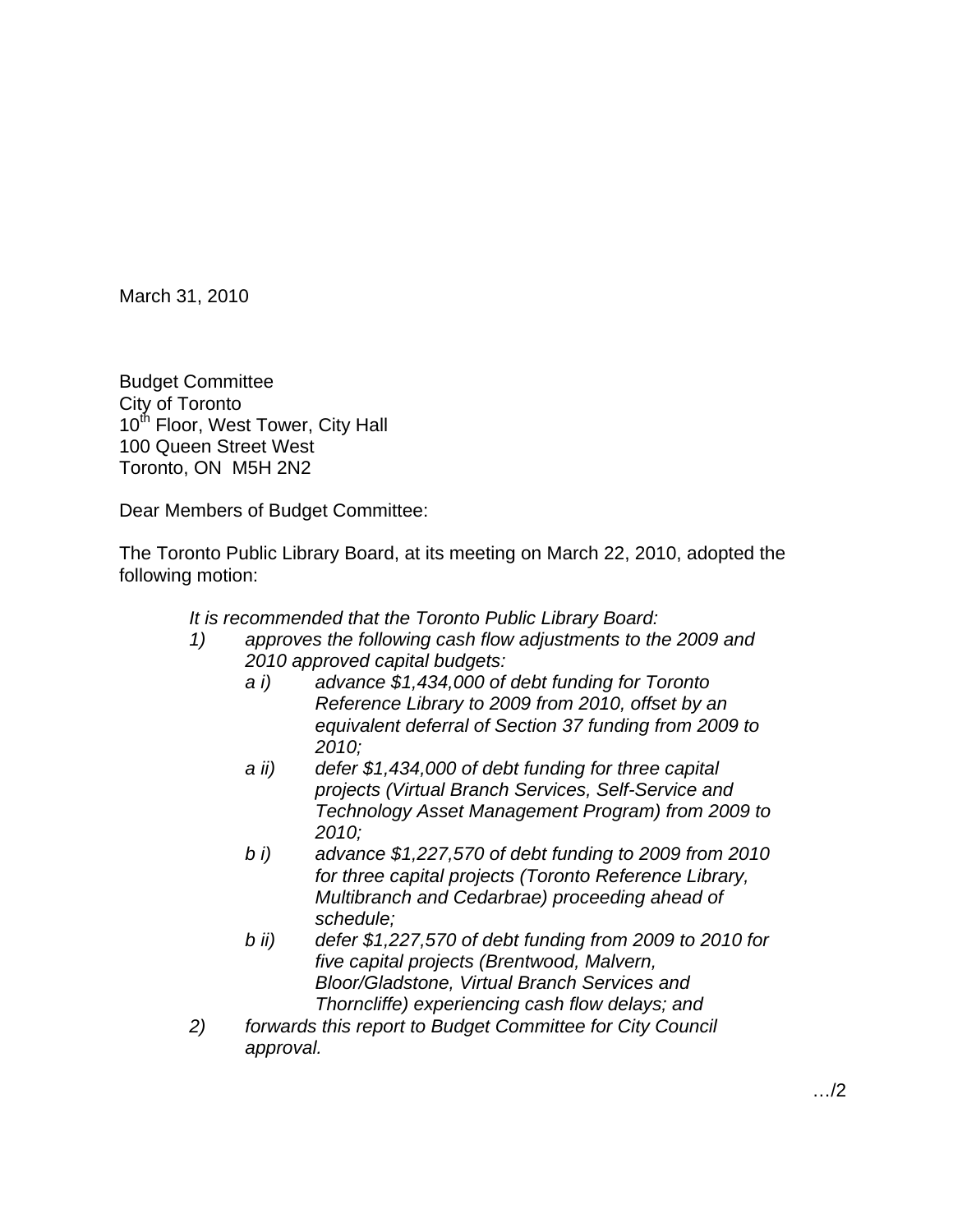March 31, 2010

Budget Committee
City of Toronto
10th Floor, West Tower, City Hall
100 Queen Street West
Toronto, ON M5H 2N2

Dear Members of Budget Committee:

The Toronto Public Library Board, at its meeting on March 22, 2010, adopted the following motion:

*It is recommended that the Toronto Public Library Board:*

1) *approves the following cash flow adjustments to the 2009 and 2010 approved capital budgets:*
   - a i) *advance $1,434,000 of debt funding for Toronto Reference Library to 2009 from 2010, offset by an equivalent deferral of Section 37 funding from 2009 to 2010;*
   - a ii) *defer $1,434,000 of debt funding for three capital projects (Virtual Branch Services, Self-Service and Technology Asset Management Program) from 2009 to 2010;*
   - b i) *advance $1,227,570 of debt funding to 2009 from 2010 for three capital projects (Toronto Reference Library, Multibranch and Cedarbrae) proceeding ahead of schedule;*
   - b ii) *defer $1,227,570 of debt funding from 2009 to 2010 for five capital projects (Brentwood, Malvern, Bloor/Gladstone, Virtual Branch Services and Thorncliffe) experiencing cash flow delays; and*
2) *forwards this report to Budget Committee for City Council approval.*

…/2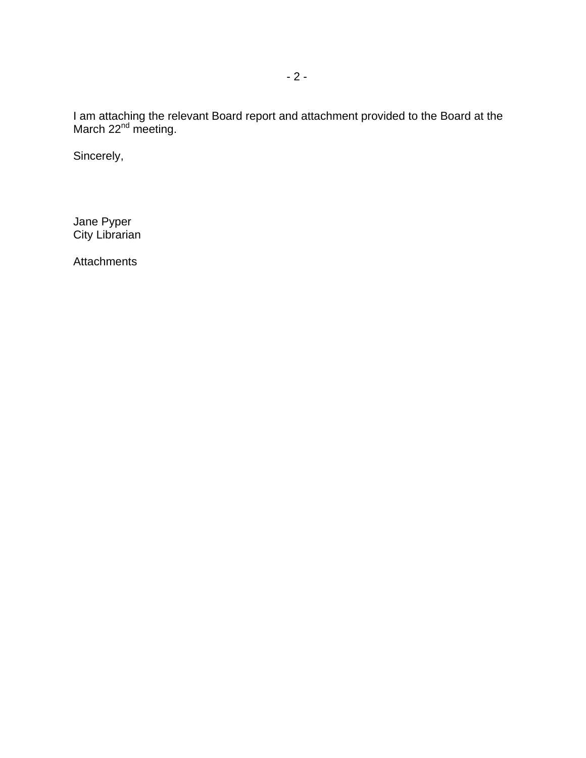I am attaching the relevant Board report and attachment provided to the Board at the March 22nd meeting.

Sincerely,

Jane Pyper
City Librarian

Attachments